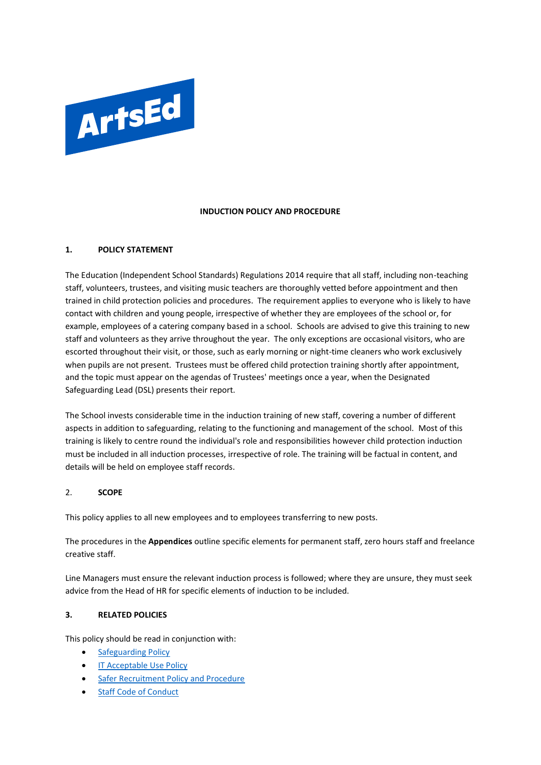# INDUCTION POLICY AND PROCEDURE

## 1. POLICY STATEMENT

The Education (Independent School Standards) Regulations 2014 require that all staff, including non-teaching staff, volunteers, trustees, and visiting music teachers are thoroughly vetted before appointment and then trained in child protection policies and procedures. The requirement applies to everyone who is likely to have contact with children and young people, irrespective of whether they are employees of the school or, for example, employees of a catering company based in a school. Schools are advised to give this training to new staff and volunteers as they arrive throughout the year. The only exceptions are occasional visitors, who are escorted throughout their visit, or those, such as early morning or night-time cleaners who work exclusively when pupils are not present. Trustees must be offered child protection training shortly after appointment, and the topic must appear on the agendas of Trustees' meetings once a year, when the Designated Safeguarding Lead (DSL) presents their report.

The School invests considerable time in the induction training of new staff, covering a number of different aspects in addition to safeguarding, relating to the functioning and management of the school. Most of this training is likely to centre round the individual's role and responsibilities however child protection induction must be included in all induction processes, irrespective of role. The training will be factual in content, and details will be held on employee staff records.

## 2. SCOPE

This policy applies to all new employees and to employees transferring to new posts.

The procedures in the **Appendices** outline specific elements for permanent staff, zero hours staff and freelance creative staff.

Line Managers must ensure the relevant induction process is followed; where they are unsure, they must seek advice from the Head of HR for specific elements of induction to be included.

## 3. RELATED POLICIES

This policy should be read in conjunction with:

- Safeguarding Policy
- IT Acceptable Use Policy
- Safer Recruitment Policy and Procedure
- Staff Code of Conduct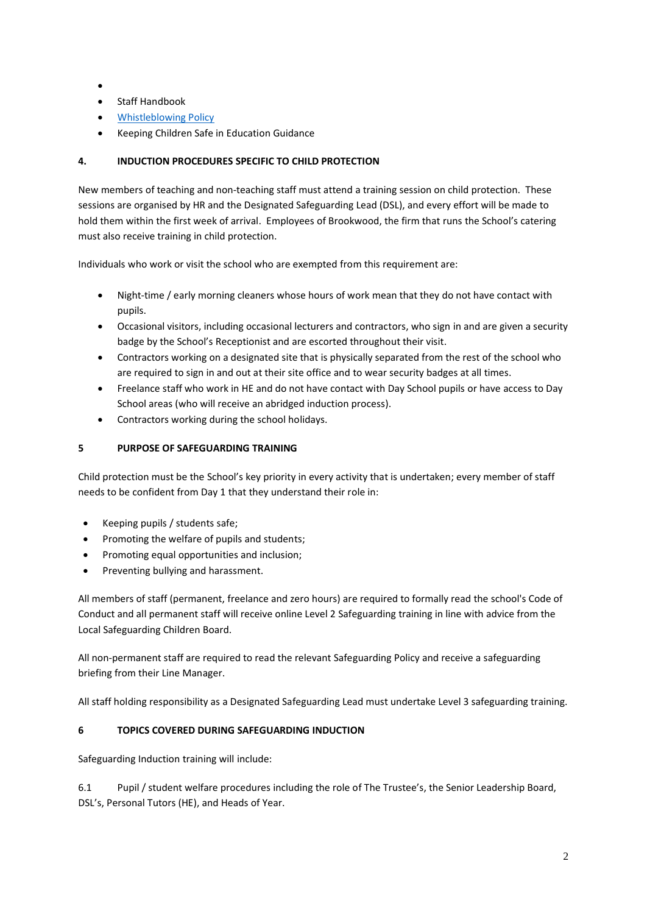- 
- Staff Handbook
- Whistleblowing Policy
- Keeping Children Safe in Education Guidance

## 4. INDUCTION PROCEDURES SPECIFIC TO CHILD PROTECTION

New members of teaching and non-teaching staff must attend a training session on child protection. These sessions are organised by HR and the Designated Safeguarding Lead (DSL), and every effort will be made to hold them within the first week of arrival. Employees of Brookwood, the firm that runs the School's catering must also receive training in child protection.

Individuals who work or visit the school who are exempted from this requirement are:

- Night-time / early morning cleaners whose hours of work mean that they do not have contact with pupils.
- Occasional visitors, including occasional lecturers and contractors, who sign in and are given a security badge by the School's Receptionist and are escorted throughout their visit.
- Contractors working on a designated site that is physically separated from the rest of the school who are required to sign in and out at their site office and to wear security badges at all times.
- Freelance staff who work in HE and do not have contact with Day School pupils or have access to Day School areas (who will receive an abridged induction process).
- Contractors working during the school holidays.

## 5 PURPOSE OF SAFEGUARDING TRAINING

Child protection must be the School's key priority in every activity that is undertaken; every member of staff needs to be confident from Day 1 that they understand their role in:

- Keeping pupils / students safe;
- Promoting the welfare of pupils and students;
- Promoting equal opportunities and inclusion;
- Preventing bullying and harassment.

All members of staff (permanent, freelance and zero hours) are required to formally read the school's Code of Conduct and all permanent staff will receive online Level 2 Safeguarding training in line with advice from the Local Safeguarding Children Board.

All non-permanent staff are required to read the relevant Safeguarding Policy and receive a safeguarding briefing from their Line Manager.

All staff holding responsibility as a Designated Safeguarding Lead must undertake Level 3 safeguarding training.

## 6 TOPICS COVERED DURING SAFEGUARDING INDUCTION

Safeguarding Induction training will include:

6.1 Pupil / student welfare procedures including the role of The Trustee's, the Senior Leadership Board, DSL's, Personal Tutors (HE), and Heads of Year.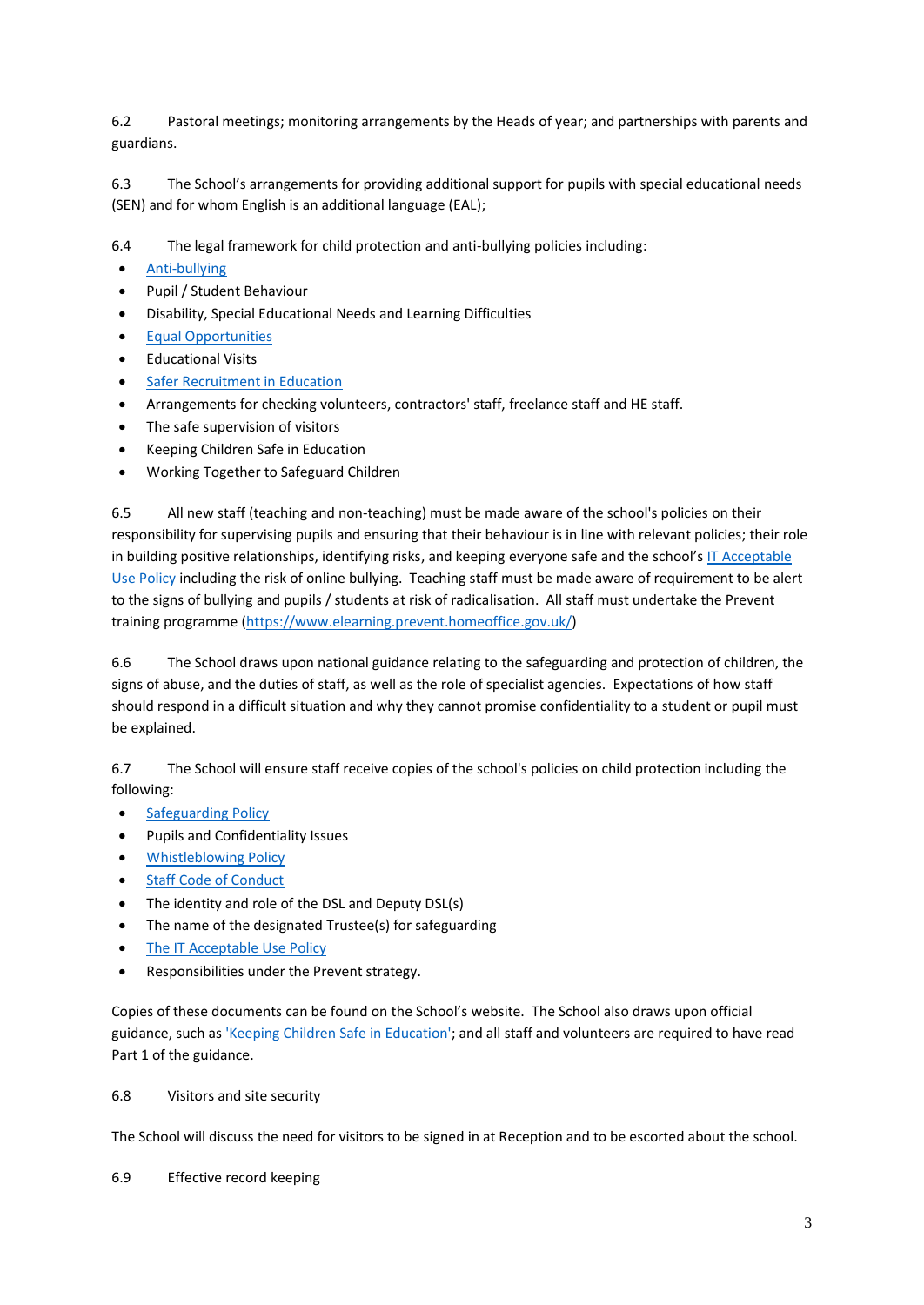6.2 Pastoral meetings; monitoring arrangements by the Heads of year; and partnerships with parents and guardians.

6.3 The School's arrangements for providing additional support for pupils with special educational needs (SEN) and for whom English is an additional language (EAL);

6.4 The legal framework for child protection and anti-bullying policies including:

- Anti-bullying
- Pupil / Student Behaviour
- Disability, Special Educational Needs and Learning Difficulties
- Equal Opportunities
- Educational Visits
- Safer Recruitment in Education
- Arrangements for checking volunteers, contractors' staff, freelance staff and HE staff.
- The safe supervision of visitors
- Keeping Children Safe in Education
- Working Together to Safeguard Children

6.5 All new staff (teaching and non-teaching) must be made aware of the school's policies on their responsibility for supervising pupils and ensuring that their behaviour is in line with relevant policies; their role in building positive relationships, identifying risks, and keeping everyone safe and the school's IT Acceptable Use Policy including the risk of online bullying. Teaching staff must be made aware of requirement to be alert to the signs of bullying and pupils / students at risk of radicalisation. All staff must undertake the Prevent training programme (https://www.elearning.prevent.homeoffice.gov.uk/)

6.6 The School draws upon national guidance relating to the safeguarding and protection of children, the signs of abuse, and the duties of staff, as well as the role of specialist agencies. Expectations of how staff should respond in a difficult situation and why they cannot promise confidentiality to a student or pupil must be explained.

6.7 The School will ensure staff receive copies of the school's policies on child protection including the following:

- Safeguarding Policy
- Pupils and Confidentiality Issues
- Whistleblowing Policy
- Staff Code of Conduct
- The identity and role of the DSL and Deputy DSL(s)
- The name of the designated Trustee(s) for safeguarding
- The IT Acceptable Use Policy
- Responsibilities under the Prevent strategy.

Copies of these documents can be found on the School's website. The School also draws upon official guidance, such as 'Keeping Children Safe in Education'; and all staff and volunteers are required to have read Part 1 of the guidance.

6.8 Visitors and site security

The School will discuss the need for visitors to be signed in at Reception and to be escorted about the school.

6.9 Effective record keeping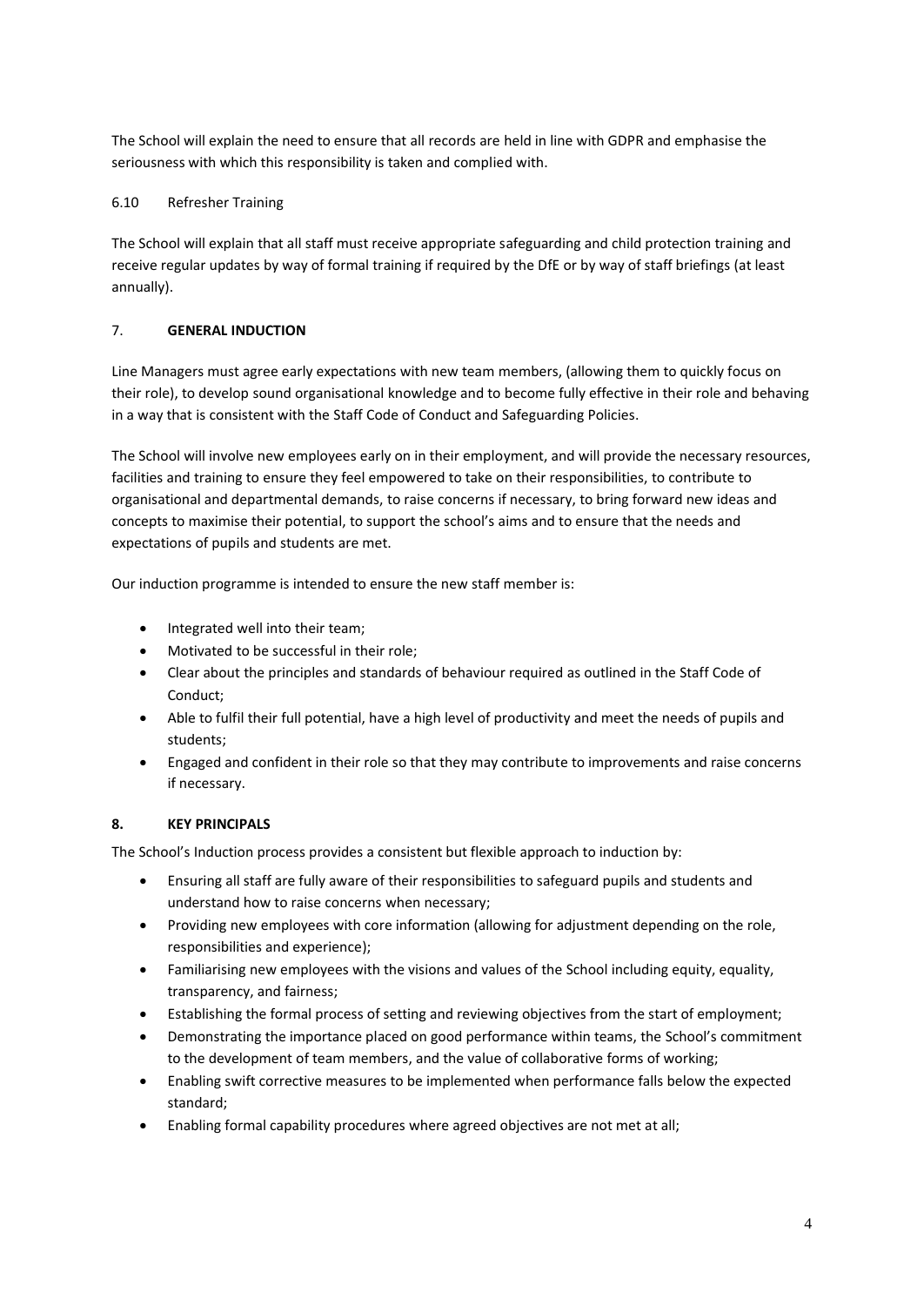The School will explain the need to ensure that all records are held in line with GDPR and emphasise the seriousness with which this responsibility is taken and complied with.

### 6.10 Refresher Training

The School will explain that all staff must receive appropriate safeguarding and child protection training and receive regular updates by way of formal training if required by the DfE or by way of staff briefings (at least annually).

## 7. **GENERAL INDUCTION**

Line Managers must agree early expectations with new team members, (allowing them to quickly focus on their role), to develop sound organisational knowledge and to become fully effective in their role and behaving in a way that is consistent with the Staff Code of Conduct and Safeguarding Policies.

The School will involve new employees early on in their employment, and will provide the necessary resources, facilities and training to ensure they feel empowered to take on their responsibilities, to contribute to organisational and departmental demands, to raise concerns if necessary, to bring forward new ideas and concepts to maximise their potential, to support the school's aims and to ensure that the needs and expectations of pupils and students are met.

Our induction programme is intended to ensure the new staff member is:

- Integrated well into their team;
- Motivated to be successful in their role;
- Clear about the principles and standards of behaviour required as outlined in the Staff Code of Conduct;
- Able to fulfil their full potential, have a high level of productivity and meet the needs of pupils and students;
- Engaged and confident in their role so that they may contribute to improvements and raise concerns if necessary.

## 8. **KEY PRINCIPALS**

The School's Induction process provides a consistent but flexible approach to induction by:

- Ensuring all staff are fully aware of their responsibilities to safeguard pupils and students and understand how to raise concerns when necessary;
- Providing new employees with core information (allowing for adjustment depending on the role, responsibilities and experience);
- Familiarising new employees with the visions and values of the School including equity, equality, transparency, and fairness;
- Establishing the formal process of setting and reviewing objectives from the start of employment;
- Demonstrating the importance placed on good performance within teams, the School's commitment to the development of team members, and the value of collaborative forms of working;
- Enabling swift corrective measures to be implemented when performance falls below the expected standard;
- Enabling formal capability procedures where agreed objectives are not met at all;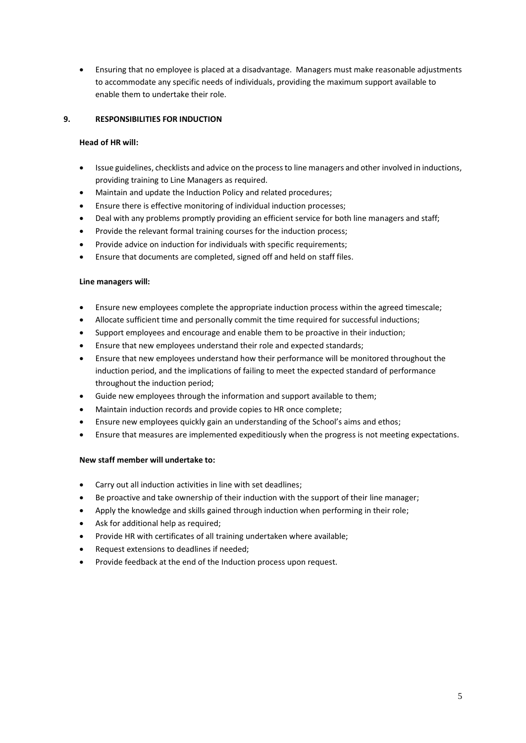- Ensuring that no employee is placed at a disadvantage. Managers must make reasonable adjustments to accommodate any specific needs of individuals, providing the maximum support available to enable them to undertake their role.

## 9. RESPONSIBILITIES FOR INDUCTION

**Head of HR will:**

- Issue guidelines, checklists and advice on the process to line managers and other involved in inductions, providing training to Line Managers as required.
- Maintain and update the Induction Policy and related procedures;
- Ensure there is effective monitoring of individual induction processes;
- Deal with any problems promptly providing an efficient service for both line managers and staff;
- Provide the relevant formal training courses for the induction process;
- Provide advice on induction for individuals with specific requirements;
- Ensure that documents are completed, signed off and held on staff files.

**Line managers will:**

- Ensure new employees complete the appropriate induction process within the agreed timescale;
- Allocate sufficient time and personally commit the time required for successful inductions;
- Support employees and encourage and enable them to be proactive in their induction;
- Ensure that new employees understand their role and expected standards;
- Ensure that new employees understand how their performance will be monitored throughout the induction period, and the implications of failing to meet the expected standard of performance throughout the induction period;
- Guide new employees through the information and support available to them;
- Maintain induction records and provide copies to HR once complete;
- Ensure new employees quickly gain an understanding of the School's aims and ethos;
- Ensure that measures are implemented expeditiously when the progress is not meeting expectations.

**New staff member will undertake to:**

- Carry out all induction activities in line with set deadlines;
- Be proactive and take ownership of their induction with the support of their line manager;
- Apply the knowledge and skills gained through induction when performing in their role;
- Ask for additional help as required;
- Provide HR with certificates of all training undertaken where available;
- Request extensions to deadlines if needed;
- Provide feedback at the end of the Induction process upon request.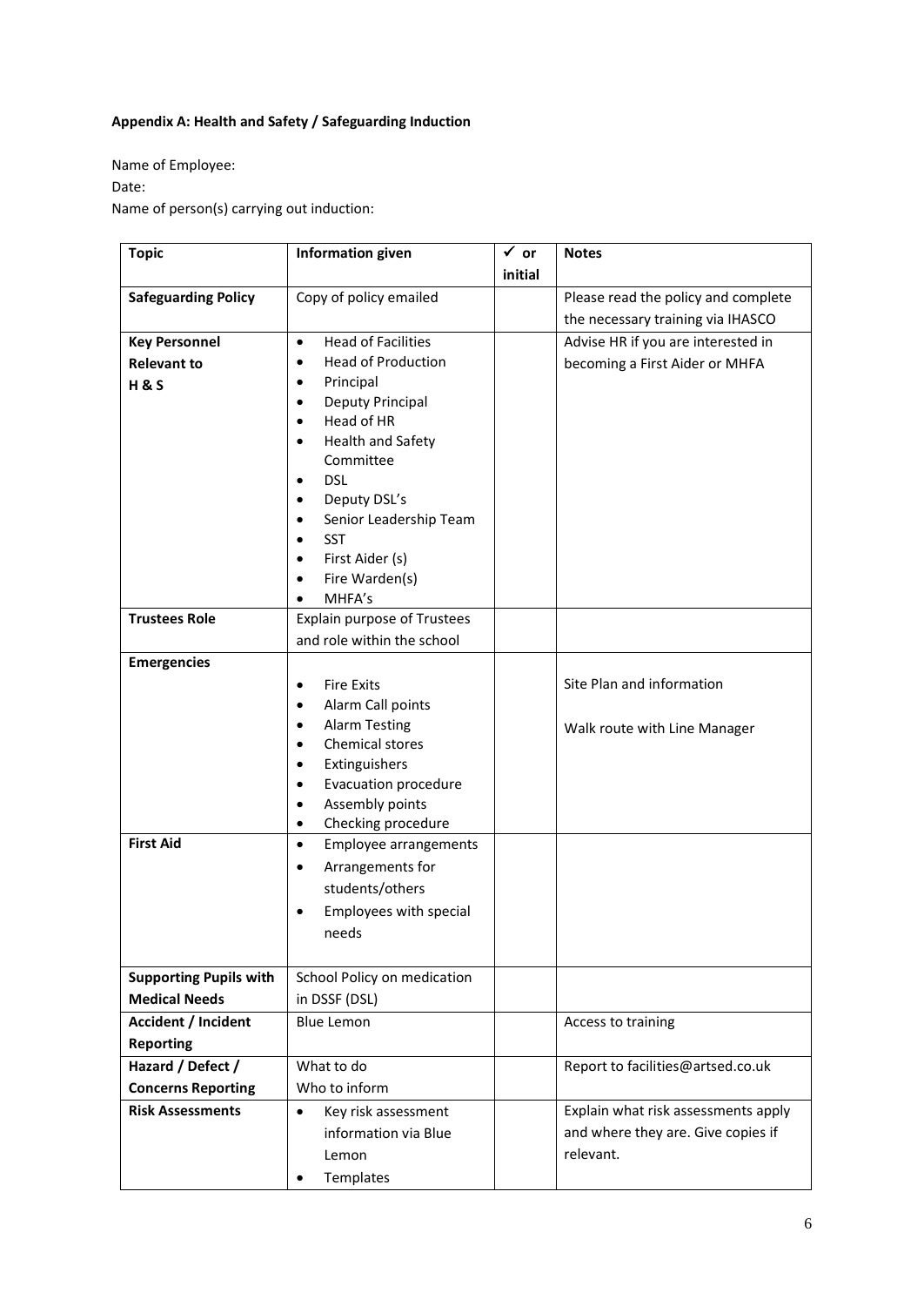**Appendix A: Health and Safety / Safeguarding Induction**

Name of Employee:

Date:

Name of person(s) carrying out induction:

| Topic | Information given | ✓ or initial | Notes |
|---|---|---|---|
| **Safeguarding Policy** | Copy of policy emailed | | Please read the policy and complete the necessary training via IHASCO |
| **Key Personnel Relevant to H & S** | • Head of Facilities<br>• Head of Production<br>• Principal<br>• Deputy Principal<br>• Head of HR<br>• Health and Safety Committee<br>• DSL<br>• Deputy DSL's<br>• Senior Leadership Team<br>• SST<br>• First Aider (s)<br>• Fire Warden(s)<br>• MHFA's | | Advise HR if you are interested in becoming a First Aider or MHFA |
| **Trustees Role** | Explain purpose of Trustees and role within the school | | |
| **Emergencies** | • Fire Exits<br>• Alarm Call points<br>• Alarm Testing<br>• Chemical stores<br>• Extinguishers<br>• Evacuation procedure<br>• Assembly points<br>• Checking procedure | | Site Plan and information<br><br>Walk route with Line Manager |
| **First Aid** | • Employee arrangements<br>• Arrangements for students/others<br>• Employees with special needs | | |
| **Supporting Pupils with Medical Needs** | School Policy on medication in DSSF (DSL) | | |
| **Accident / Incident Reporting** | Blue Lemon | | Access to training |
| **Hazard / Defect / Concerns Reporting** | What to do<br>Who to inform | | Report to facilities@artsed.co.uk |
| **Risk Assessments** | • Key risk assessment information via Blue Lemon<br>• Templates | | Explain what risk assessments apply and where they are. Give copies if relevant. |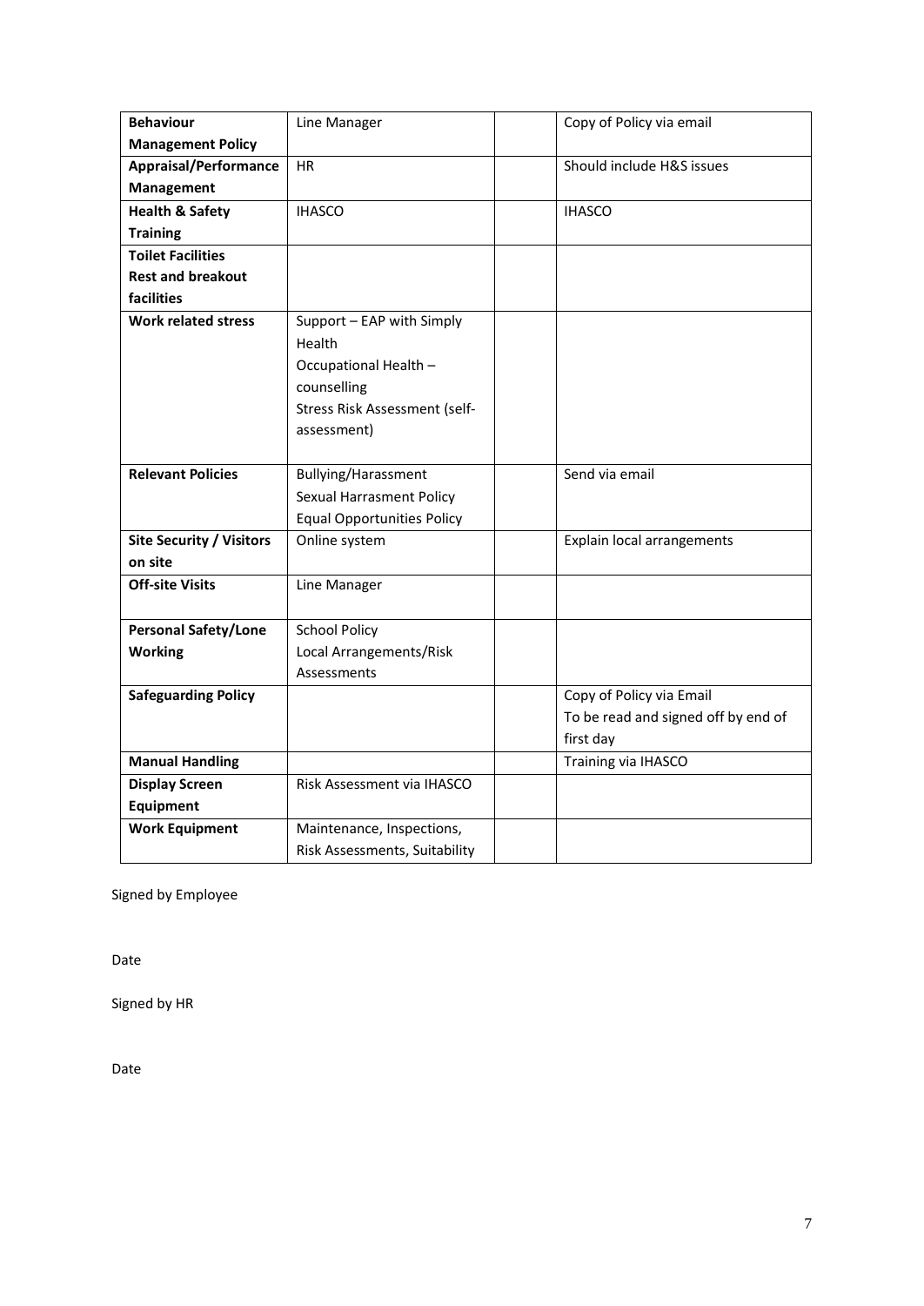| **Behaviour Management Policy** | Line Manager | | Copy of Policy via email |
|---|---|---|---|
| **Appraisal/Performance Management** | HR | | Should include H&S issues |
| **Health & Safety Training** | IHASCO | | IHASCO |
| **Toilet Facilities Rest and breakout facilities** | | | |
| **Work related stress** | Support – EAP with Simply Health<br>Occupational Health – counselling<br>Stress Risk Assessment (self-assessment) | | |
| **Relevant Policies** | Bullying/Harassment<br>Sexual Harrasment Policy<br>Equal Opportunities Policy | | Send via email |
| **Site Security / Visitors on site** | Online system | | Explain local arrangements |
| **Off-site Visits** | Line Manager | | |
| **Personal Safety/Lone Working** | School Policy<br>Local Arrangements/Risk Assessments | | |
| **Safeguarding Policy** | | | Copy of Policy via Email<br>To be read and signed off by end of first day |
| **Manual Handling** | | | Training via IHASCO |
| **Display Screen Equipment** | Risk Assessment via IHASCO | | |
| **Work Equipment** | Maintenance, Inspections, Risk Assessments, Suitability | | |

Signed by Employee

Date

Signed by HR

Date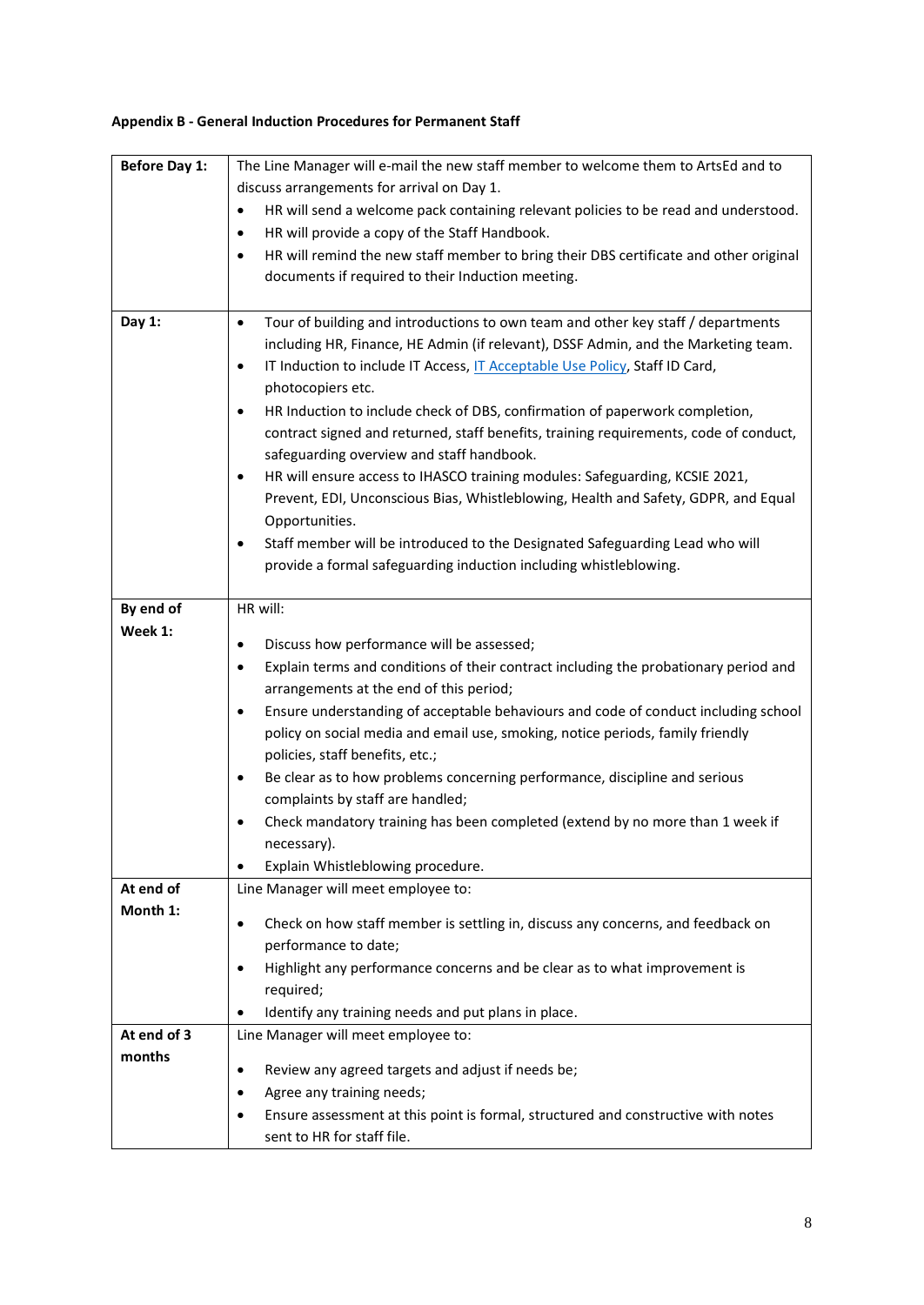**Appendix B - General Induction Procedures for Permanent Staff**

| | |
|---|---|
| **Before Day 1:** | The Line Manager will e-mail the new staff member to welcome them to ArtsEd and to discuss arrangements for arrival on Day 1.<br>• HR will send a welcome pack containing relevant policies to be read and understood.<br>• HR will provide a copy of the Staff Handbook.<br>• HR will remind the new staff member to bring their DBS certificate and other original documents if required to their Induction meeting. |
| **Day 1:** | • Tour of building and introductions to own team and other key staff / departments including HR, Finance, HE Admin (if relevant), DSSF Admin, and the Marketing team.<br>• IT Induction to include IT Access, IT Acceptable Use Policy, Staff ID Card, photocopiers etc.<br>• HR Induction to include check of DBS, confirmation of paperwork completion, contract signed and returned, staff benefits, training requirements, code of conduct, safeguarding overview and staff handbook.<br>• HR will ensure access to IHASCO training modules: Safeguarding, KCSIE 2021, Prevent, EDI, Unconscious Bias, Whistleblowing, Health and Safety, GDPR, and Equal Opportunities.<br>• Staff member will be introduced to the Designated Safeguarding Lead who will provide a formal safeguarding induction including whistleblowing. |
| **By end of Week 1:** | HR will:<br>• Discuss how performance will be assessed;<br>• Explain terms and conditions of their contract including the probationary period and arrangements at the end of this period;<br>• Ensure understanding of acceptable behaviours and code of conduct including school policy on social media and email use, smoking, notice periods, family friendly policies, staff benefits, etc.;<br>• Be clear as to how problems concerning performance, discipline and serious complaints by staff are handled;<br>• Check mandatory training has been completed (extend by no more than 1 week if necessary).<br>• Explain Whistleblowing procedure. |
| **At end of Month 1:** | Line Manager will meet employee to:<br>• Check on how staff member is settling in, discuss any concerns, and feedback on performance to date;<br>• Highlight any performance concerns and be clear as to what improvement is required;<br>• Identify any training needs and put plans in place. |
| **At end of 3 months** | Line Manager will meet employee to:<br>• Review any agreed targets and adjust if needs be;<br>• Agree any training needs;<br>• Ensure assessment at this point is formal, structured and constructive with notes sent to HR for staff file. |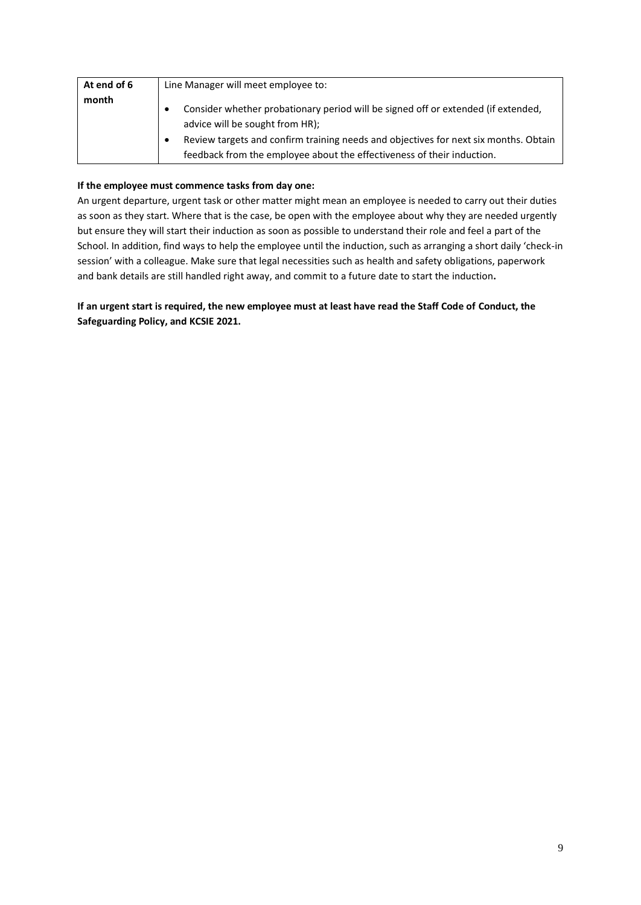| At end of 6 month | Line Manager will meet employee to:<br><br>• Consider whether probationary period will be signed off or extended (if extended, advice will be sought from HR);<br>• Review targets and confirm training needs and objectives for next six months. Obtain feedback from the employee about the effectiveness of their induction. |
|---|---|

**If the employee must commence tasks from day one:**

An urgent departure, urgent task or other matter might mean an employee is needed to carry out their duties as soon as they start. Where that is the case, be open with the employee about why they are needed urgently but ensure they will start their induction as soon as possible to understand their role and feel a part of the School. In addition, find ways to help the employee until the induction, such as arranging a short daily 'check-in session' with a colleague. Make sure that legal necessities such as health and safety obligations, paperwork and bank details are still handled right away, and commit to a future date to start the induction**.**

**If an urgent start is required, the new employee must at least have read the Staff Code of Conduct, the Safeguarding Policy, and KCSIE 2021.**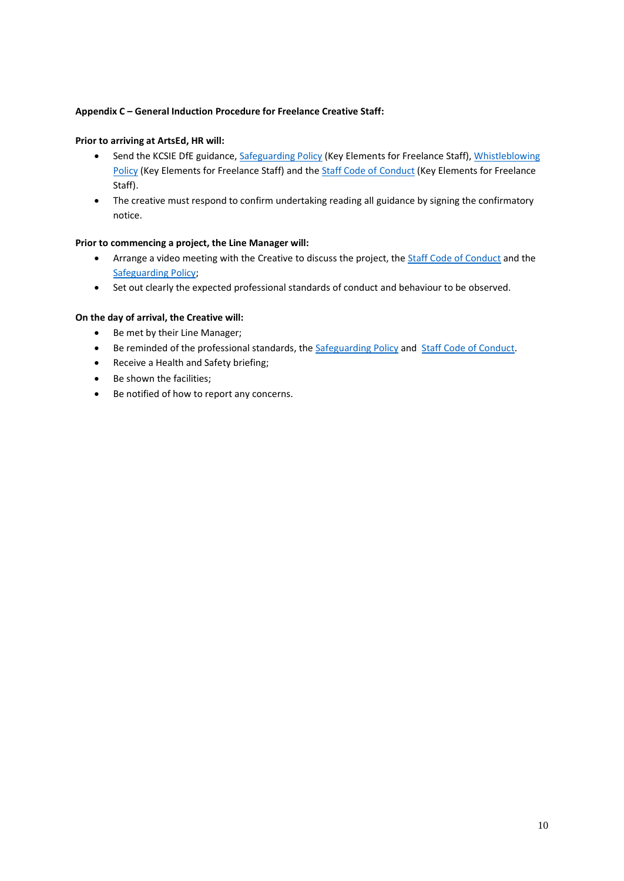**Appendix C – General Induction Procedure for Freelance Creative Staff:**

**Prior to arriving at ArtsEd, HR will:**

- Send the KCSIE DfE guidance, Safeguarding Policy (Key Elements for Freelance Staff), Whistleblowing Policy (Key Elements for Freelance Staff) and the Staff Code of Conduct (Key Elements for Freelance Staff).
- The creative must respond to confirm undertaking reading all guidance by signing the confirmatory notice.

**Prior to commencing a project, the Line Manager will:**

- Arrange a video meeting with the Creative to discuss the project, the Staff Code of Conduct and the Safeguarding Policy;
- Set out clearly the expected professional standards of conduct and behaviour to be observed.

**On the day of arrival, the Creative will:**

- Be met by their Line Manager;
- Be reminded of the professional standards, the Safeguarding Policy and Staff Code of Conduct.
- Receive a Health and Safety briefing;
- Be shown the facilities;
- Be notified of how to report any concerns.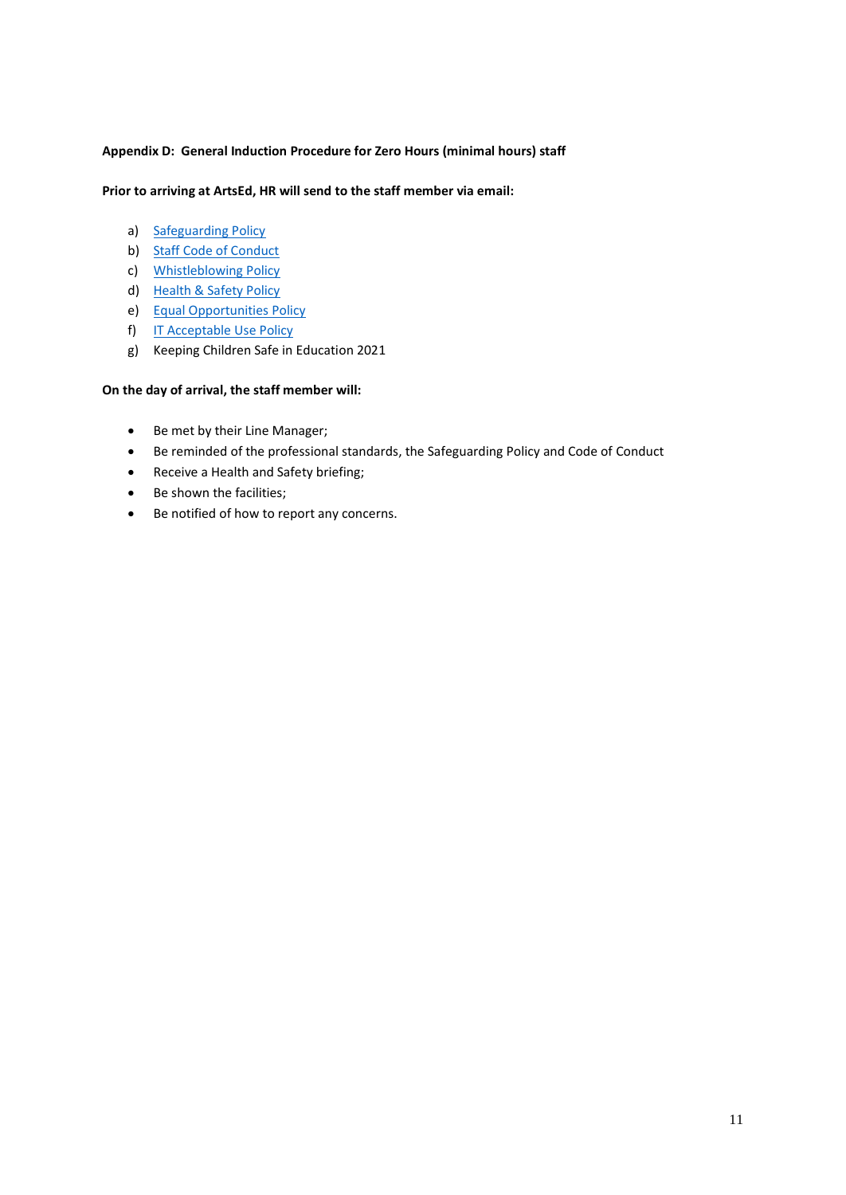**Appendix D: General Induction Procedure for Zero Hours (minimal hours) staff**

**Prior to arriving at ArtsEd, HR will send to the staff member via email:**

a) Safeguarding Policy
b) Staff Code of Conduct
c) Whistleblowing Policy
d) Health & Safety Policy
e) Equal Opportunities Policy
f) IT Acceptable Use Policy
g) Keeping Children Safe in Education 2021

**On the day of arrival, the staff member will:**

- Be met by their Line Manager;
- Be reminded of the professional standards, the Safeguarding Policy and Code of Conduct
- Receive a Health and Safety briefing;
- Be shown the facilities;
- Be notified of how to report any concerns.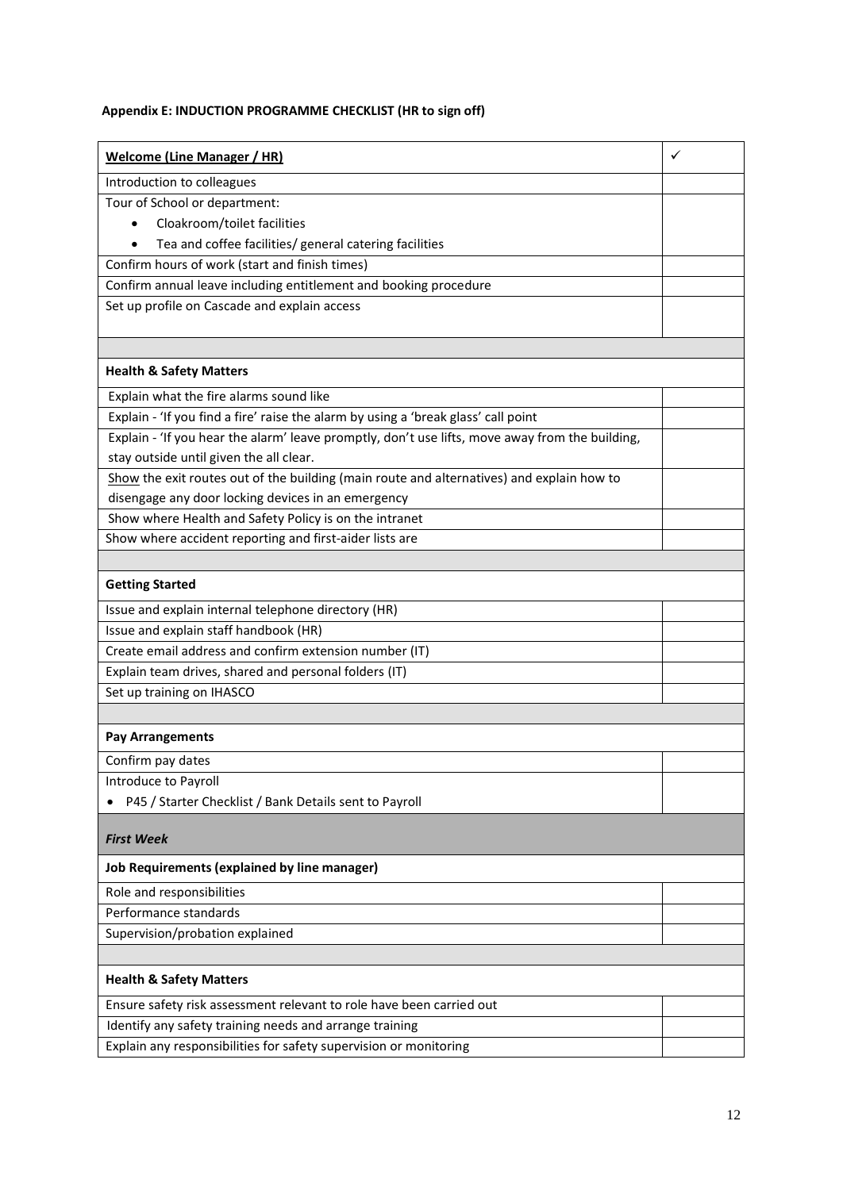**Appendix E: INDUCTION PROGRAMME CHECKLIST (HR to sign off)**

| **Welcome (Line Manager / HR)** | ✓ |
|---|---|
| Introduction to colleagues | |
| Tour of School or department:<br>• Cloakroom/toilet facilities<br>• Tea and coffee facilities/ general catering facilities | |
| Confirm hours of work (start and finish times) | |
| Confirm annual leave including entitlement and booking procedure | |
| Set up profile on Cascade and explain access | |
| | |
| **Health & Safety Matters** | |
| Explain what the fire alarms sound like | |
| Explain - 'If you find a fire' raise the alarm by using a 'break glass' call point | |
| Explain - 'If you hear the alarm' leave promptly, don't use lifts, move away from the building, stay outside until given the all clear. | |
| Show the exit routes out of the building (main route and alternatives) and explain how to disengage any door locking devices in an emergency | |
| Show where Health and Safety Policy is on the intranet | |
| Show where accident reporting and first-aider lists are | |
| | |
| **Getting Started** | |
| Issue and explain internal telephone directory (HR) | |
| Issue and explain staff handbook (HR) | |
| Create email address and confirm extension number (IT) | |
| Explain team drives, shared and personal folders (IT) | |
| Set up training on IHASCO | |
| | |
| **Pay Arrangements** | |
| Confirm pay dates | |
| Introduce to Payroll<br>• P45 / Starter Checklist / Bank Details sent to Payroll | |
| ***First Week*** | |
| **Job Requirements (explained by line manager)** | |
| Role and responsibilities | |
| Performance standards | |
| Supervision/probation explained | |
| | |
| **Health & Safety Matters** | |
| Ensure safety risk assessment relevant to role have been carried out | |
| Identify any safety training needs and arrange training | |
| Explain any responsibilities for safety supervision or monitoring | |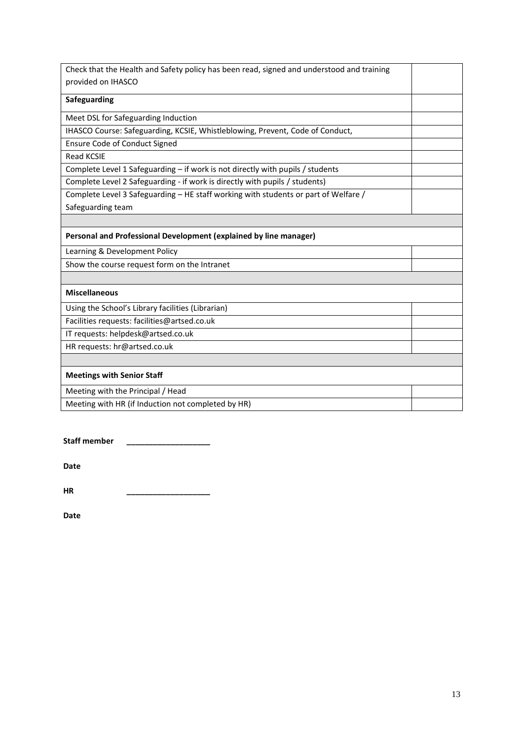| | |
|---|---|
| Check that the Health and Safety policy has been read, signed and understood and training provided on IHASCO | |
| **Safeguarding** | |
| Meet DSL for Safeguarding Induction | |
| IHASCO Course: Safeguarding, KCSIE, Whistleblowing, Prevent, Code of Conduct, | |
| Ensure Code of Conduct Signed | |
| Read KCSIE | |
| Complete Level 1 Safeguarding – if work is not directly with pupils / students | |
| Complete Level 2 Safeguarding - if work is directly with pupils / students) | |
| Complete Level 3 Safeguarding – HE staff working with students or part of Welfare / Safeguarding team | |
| | |
| **Personal and Professional Development (explained by line manager)** | |
| Learning & Development Policy | |
| Show the course request form on the Intranet | |
| | |
| **Miscellaneous** | |
| Using the School's Library facilities (Librarian) | |
| Facilities requests: facilities@artsed.co.uk | |
| IT requests: helpdesk@artsed.co.uk | |
| HR requests: hr@artsed.co.uk | |
| | |
| **Meetings with Senior Staff** | |
| Meeting with the Principal / Head | |
| Meeting with HR (if Induction not completed by HR) | |

**Staff member** ___________________

**Date**

**HR** ___________________

**Date**